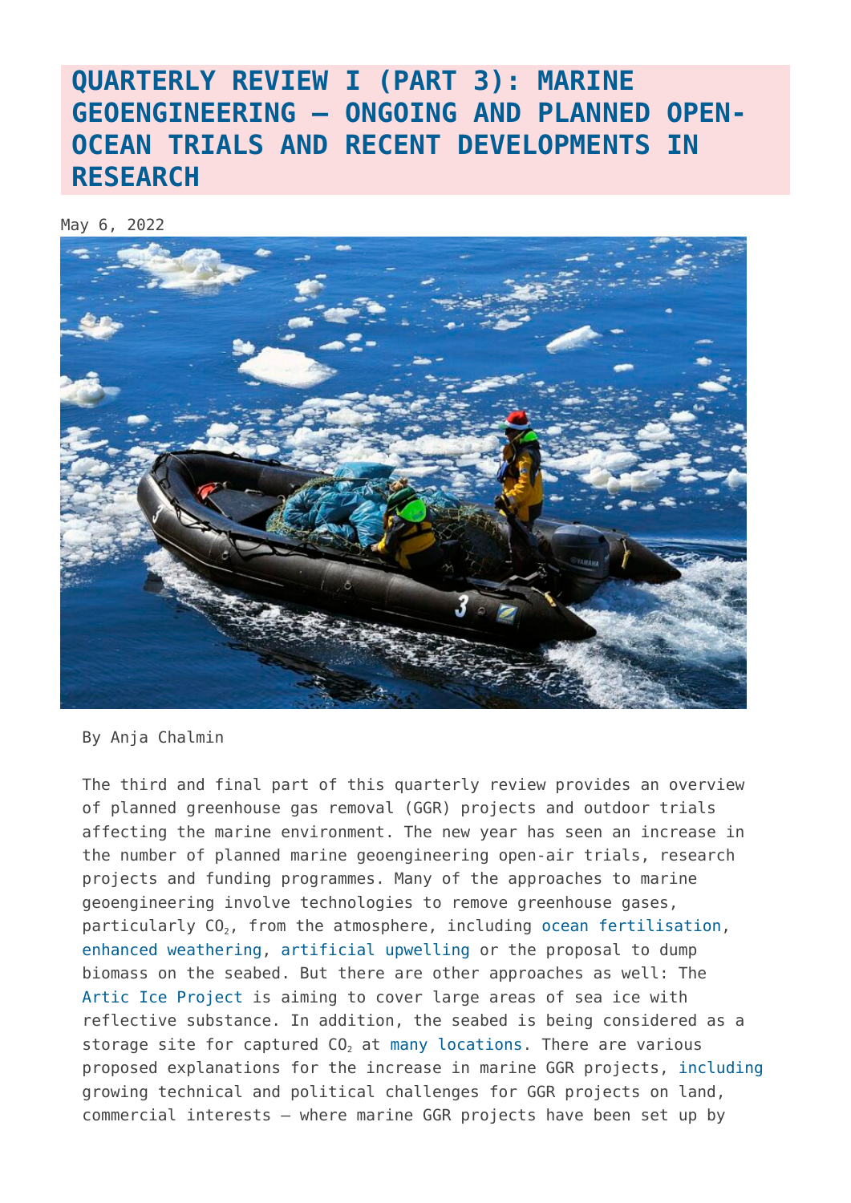# QUARTERLY REVIEW I (PART 3): MARINE GEOENGINEERING – ONGOING AND PLANNED OPEN-OCEAN TRIALS AND RECENT DEVELOPMENTS IN RESEARCH

May 6, 2022

By Anja Chalmin

The third and final part of this quarterly review provides an overview of planned greenhouse gas removal (GGR) projects and outdoor trials affecting the marine environment. The new year has seen an increase in the number of planned marine geoengineering open-air trials, research projects and funding programmes. Many of the approaches to marine geoengineering involve technologies to remove greenhouse gases, particularly $CO_2$, from the atmosphere, including ocean fertilisation, enhanced weathering, artificial upwelling or the proposal to dump biomass on the seabed. But there are other approaches as well: The Artic Ice Project is aiming to cover large areas of sea ice with reflective substance. In addition, the seabed is being considered as a storage site for captured $CO_2$ at many locations. There are various proposed explanations for the increase in marine GGR projects, including growing technical and political challenges for GGR projects on land, commercial interests – where marine GGR projects have been set up by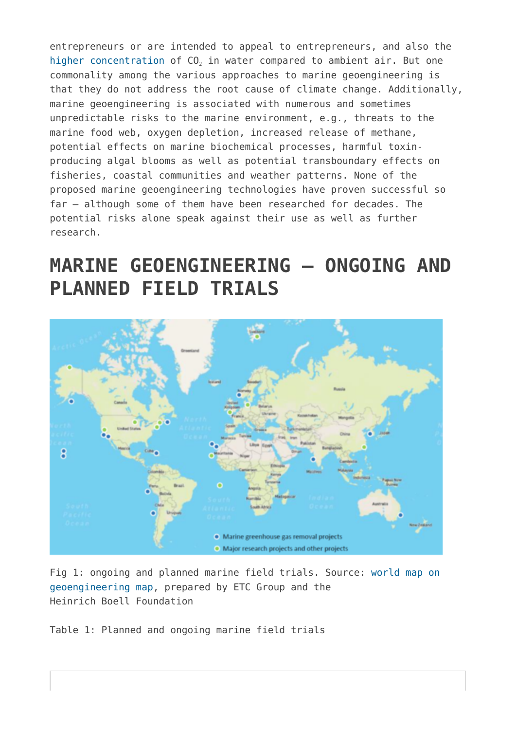entrepreneurs or are intended to appeal to entrepreneurs, and also the higher concentration of $CO_2$ in water compared to ambient air. But one commonality among the various approaches to marine geoengineering is that they do not address the root cause of climate change. Additionally, marine geoengineering is associated with numerous and sometimes unpredictable risks to the marine environment, e.g., threats to the marine food web, oxygen depletion, increased release of methane, potential effects on marine biochemical processes, harmful toxin-producing algal blooms as well as potential transboundary effects on fisheries, coastal communities and weather patterns. None of the proposed marine geoengineering technologies have proven successful so far – although some of them have been researched for decades. The potential risks alone speak against their use as well as further research.

## MARINE GEOENGINEERING – ONGOING AND PLANNED FIELD TRIALS

Fig 1: ongoing and planned marine field trials. Source: world map on geoengineering map, prepared by ETC Group and the Heinrich Boell Foundation

Table 1: Planned and ongoing marine field trials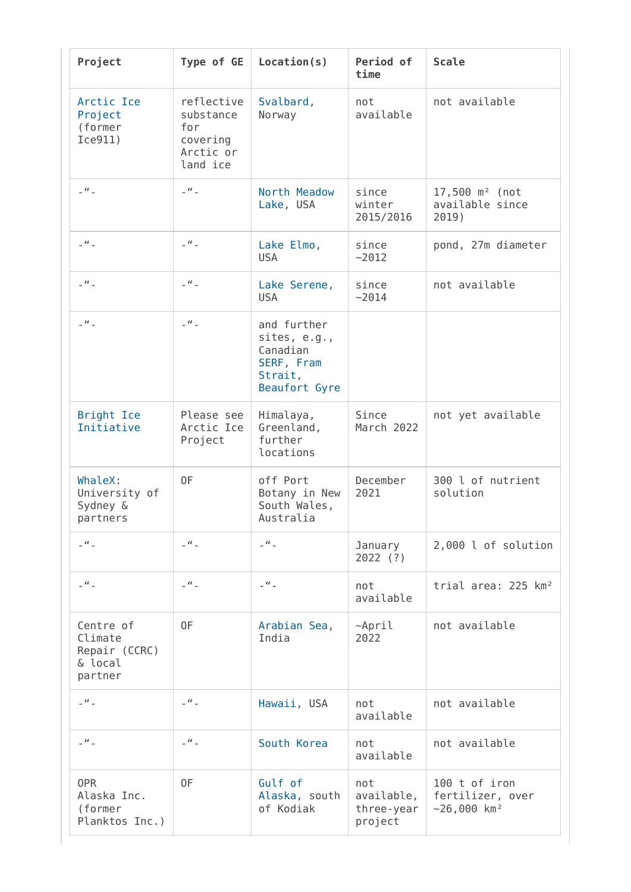| Project | Type of GE | Location(s) | Period of time | Scale |
| --- | --- | --- | --- | --- |
| Arctic Ice Project (former Ice911) | reflective substance for covering Arctic or land ice | Svalbard, Norway | not available | not available |
| -“- | -“- | North Meadow Lake, USA | since winter 2015/2016 | 17,500 m² (not available since 2019) |
| -“- | -“- | Lake Elmo, USA | since ~2012 | pond, 27m diameter |
| -“- | -“- | Lake Serene, USA | since ~2014 | not available |
| -“- | -“- | and further sites, e.g., Canadian SERF, Fram Strait, Beaufort Gyre | | |
| Bright Ice Initiative | Please see Arctic Ice Project | Himalaya, Greenland, further locations | Since March 2022 | not yet available |
| WhaleX: University of Sydney & partners | OF | off Port Botany in New South Wales, Australia | December 2021 | 300 l of nutrient solution |
| -“- | -“- | -“- | January 2022 (?) | 2,000 l of solution |
| -“- | -“- | -“- | not available | trial area: 225 km² |
| Centre of Climate Repair (CCRC) & local partner | OF | Arabian Sea, India | ~April 2022 | not available |
| -“- | -“- | Hawaii, USA | not available | not available |
| -“- | -“- | South Korea | not available | not available |
| OPR Alaska Inc. (former Planktos Inc.) | OF | Gulf of Alaska, south of Kodiak | not available, three-year project | 100 t of iron fertilizer, over ~26,000 km² |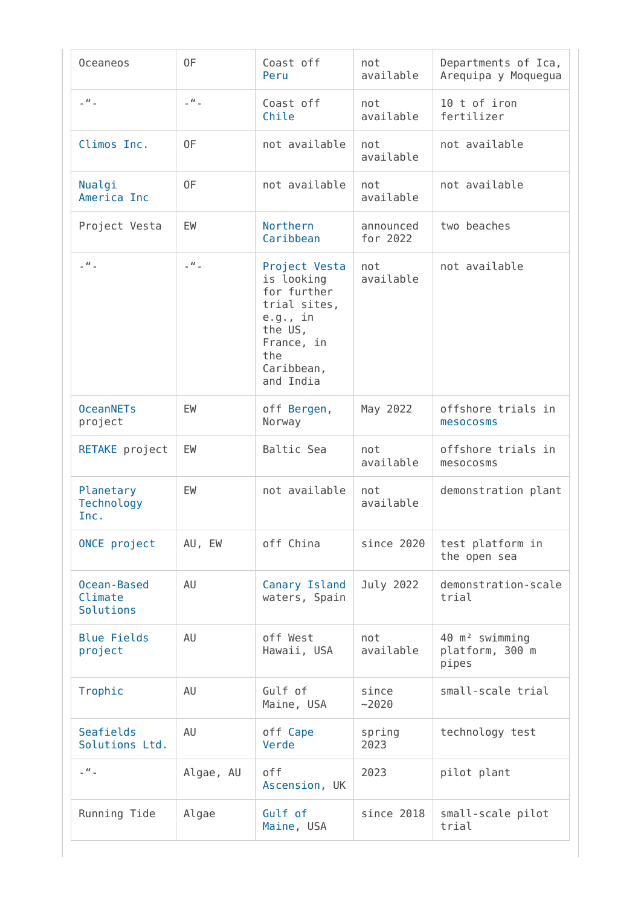| Oceaneos | OF | Coast off Peru | not available | Departments of Ica, Arequipa y Moquegua |
|---|---|---|---|---|
| -“- | -“- | Coast off Chile | not available | 10 t of iron fertilizer |
| Climos Inc. | OF | not available | not available | not available |
| Nualgi America Inc | OF | not available | not available | not available |
| Project Vesta | EW | Northern Caribbean | announced for 2022 | two beaches |
| -“- | -“- | Project Vesta is looking for further trial sites, e.g., in the US, France, in the Caribbean, and India | not available | not available |
| OceanNETs project | EW | off Bergen, Norway | May 2022 | offshore trials in mesocosms |
| RETAKE project | EW | Baltic Sea | not available | offshore trials in mesocosms |
| Planetary Technology Inc. | EW | not available | not available | demonstration plant |
| ONCE project | AU, EW | off China | since 2020 | test platform in the open sea |
| Ocean-Based Climate Solutions | AU | Canary Island waters, Spain | July 2022 | demonstration-scale trial |
| Blue Fields project | AU | off West Hawaii, USA | not available | 40 m² swimming platform, 300 m pipes |
| Trophic | AU | Gulf of Maine, USA | since ~2020 | small-scale trial |
| Seafields Solutions Ltd. | AU | off Cape Verde | spring 2023 | technology test |
| -“- | Algae, AU | off Ascension, UK | 2023 | pilot plant |
| Running Tide | Algae | Gulf of Maine, USA | since 2018 | small-scale pilot trial |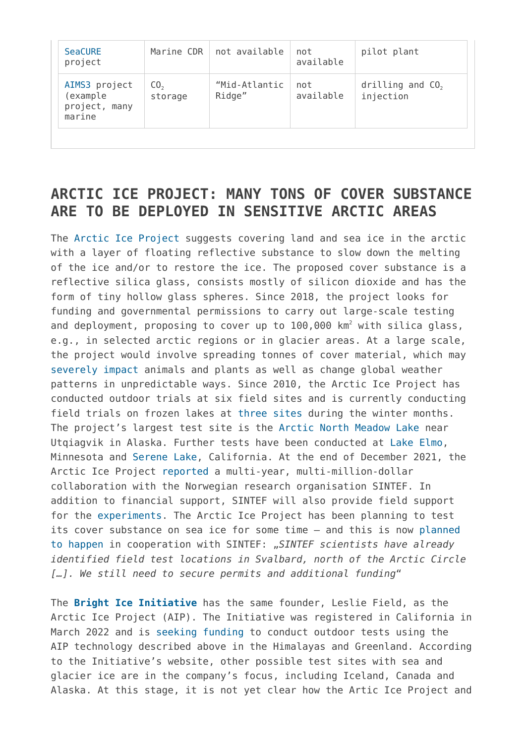| SeaCURE project | Marine CDR | not available | not available | pilot plant |
| --- | --- | --- | --- | --- |
| AIMS3 project (example project, many marine | $CO_2$ storage | "Mid-Atlantic Ridge" | not available | drilling and $CO_2$ injection |

## ARCTIC ICE PROJECT: MANY TONS OF COVER SUBSTANCE ARE TO BE DEPLOYED IN SENSITIVE ARCTIC AREAS

The Arctic Ice Project suggests covering land and sea ice in the arctic with a layer of floating reflective substance to slow down the melting of the ice and/or to restore the ice. The proposed cover substance is a reflective silica glass, consists mostly of silicon dioxide and has the form of tiny hollow glass spheres. Since 2018, the project looks for funding and governmental permissions to carry out large-scale testing and deployment, proposing to cover up to 100,000 $km^2$ with silica glass, e.g., in selected arctic regions or in glacier areas. At a large scale, the project would involve spreading tonnes of cover material, which may severely impact animals and plants as well as change global weather patterns in unpredictable ways. Since 2010, the Arctic Ice Project has conducted outdoor trials at six field sites and is currently conducting field trials on frozen lakes at three sites during the winter months. The project's largest test site is the Arctic North Meadow Lake near Utqiagvik in Alaska. Further tests have been conducted at Lake Elmo, Minnesota and Serene Lake, California. At the end of December 2021, the Arctic Ice Project reported a multi-year, multi-million-dollar collaboration with the Norwegian research organisation SINTEF. In addition to financial support, SINTEF will also provide field support for the experiments. The Arctic Ice Project has been planning to test its cover substance on sea ice for some time – and this is now planned to happen in cooperation with SINTEF: „*SINTEF scientists have already identified field test locations in Svalbard, north of the Arctic Circle […]. We still need to secure permits and additional funding*"

The **Bright Ice Initiative** has the same founder, Leslie Field, as the Arctic Ice Project (AIP). The Initiative was registered in California in March 2022 and is seeking funding to conduct outdoor tests using the AIP technology described above in the Himalayas and Greenland. According to the Initiative's website, other possible test sites with sea and glacier ice are in the company's focus, including Iceland, Canada and Alaska. At this stage, it is not yet clear how the Artic Ice Project and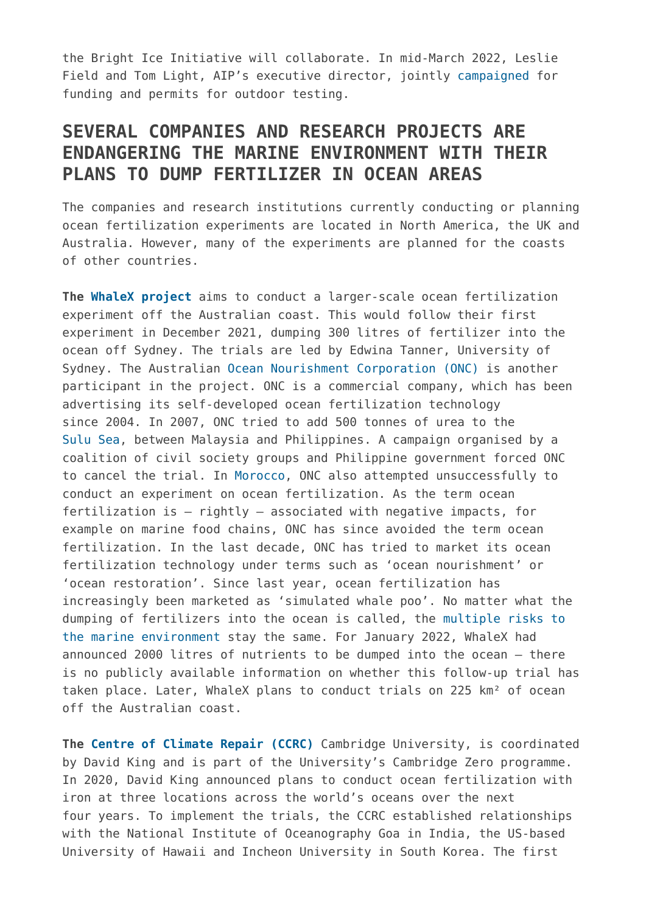the Bright Ice Initiative will collaborate. In mid-March 2022, Leslie Field and Tom Light, AIP's executive director, jointly campaigned for funding and permits for outdoor testing.

## SEVERAL COMPANIES AND RESEARCH PROJECTS ARE ENDANGERING THE MARINE ENVIRONMENT WITH THEIR PLANS TO DUMP FERTILIZER IN OCEAN AREAS

The companies and research institutions currently conducting or planning ocean fertilization experiments are located in North America, the UK and Australia. However, many of the experiments are planned for the coasts of other countries.

**The WhaleX project** aims to conduct a larger-scale ocean fertilization experiment off the Australian coast. This would follow their first experiment in December 2021, dumping 300 litres of fertilizer into the ocean off Sydney. The trials are led by Edwina Tanner, University of Sydney. The Australian Ocean Nourishment Corporation (ONC) is another participant in the project. ONC is a commercial company, which has been advertising its self-developed ocean fertilization technology since 2004. In 2007, ONC tried to add 500 tonnes of urea to the Sulu Sea, between Malaysia and Philippines. A campaign organised by a coalition of civil society groups and Philippine government forced ONC to cancel the trial. In Morocco, ONC also attempted unsuccessfully to conduct an experiment on ocean fertilization. As the term ocean fertilization is – rightly – associated with negative impacts, for example on marine food chains, ONC has since avoided the term ocean fertilization. In the last decade, ONC has tried to market its ocean fertilization technology under terms such as 'ocean nourishment' or 'ocean restoration'. Since last year, ocean fertilization has increasingly been marketed as 'simulated whale poo'. No matter what the dumping of fertilizers into the ocean is called, the multiple risks to the marine environment stay the same. For January 2022, WhaleX had announced 2000 litres of nutrients to be dumped into the ocean – there is no publicly available information on whether this follow-up trial has taken place. Later, WhaleX plans to conduct trials on 225 km² of ocean off the Australian coast.

**The Centre of Climate Repair (CCRC)** Cambridge University, is coordinated by David King and is part of the University's Cambridge Zero programme. In 2020, David King announced plans to conduct ocean fertilization with iron at three locations across the world's oceans over the next four years. To implement the trials, the CCRC established relationships with the National Institute of Oceanography Goa in India, the US-based University of Hawaii and Incheon University in South Korea. The first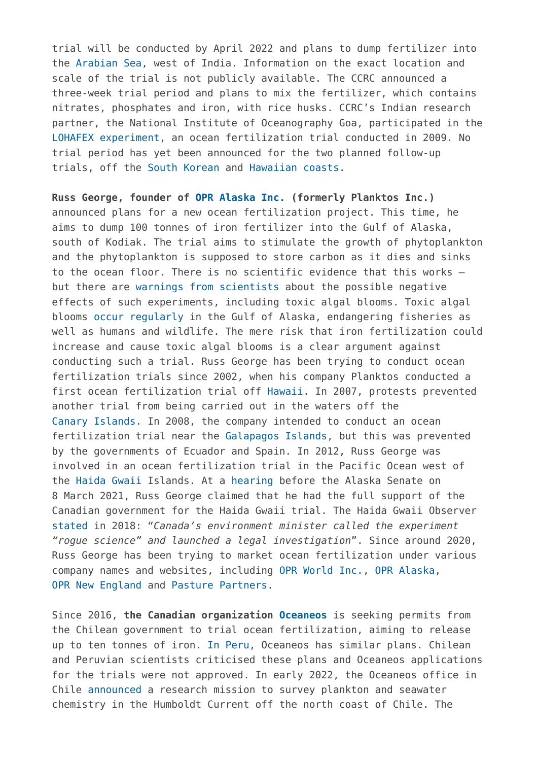trial will be conducted by April 2022 and plans to dump fertilizer into the Arabian Sea, west of India. Information on the exact location and scale of the trial is not publicly available. The CCRC announced a three-week trial period and plans to mix the fertilizer, which contains nitrates, phosphates and iron, with rice husks. CCRC's Indian research partner, the National Institute of Oceanography Goa, participated in the LOHAFEX experiment, an ocean fertilization trial conducted in 2009. No trial period has yet been announced for the two planned follow-up trials, off the South Korean and Hawaiian coasts.

**Russ George, founder of OPR Alaska Inc. (formerly Planktos Inc.)** announced plans for a new ocean fertilization project. This time, he aims to dump 100 tonnes of iron fertilizer into the Gulf of Alaska, south of Kodiak. The trial aims to stimulate the growth of phytoplankton and the phytoplankton is supposed to store carbon as it dies and sinks to the ocean floor. There is no scientific evidence that this works – but there are warnings from scientists about the possible negative effects of such experiments, including toxic algal blooms. Toxic algal blooms occur regularly in the Gulf of Alaska, endangering fisheries as well as humans and wildlife. The mere risk that iron fertilization could increase and cause toxic algal blooms is a clear argument against conducting such a trial. Russ George has been trying to conduct ocean fertilization trials since 2002, when his company Planktos conducted a first ocean fertilization trial off Hawaii. In 2007, protests prevented another trial from being carried out in the waters off the Canary Islands. In 2008, the company intended to conduct an ocean fertilization trial near the Galapagos Islands, but this was prevented by the governments of Ecuador and Spain. In 2012, Russ George was involved in an ocean fertilization trial in the Pacific Ocean west of the Haida Gwaii Islands. At a hearing before the Alaska Senate on 8 March 2021, Russ George claimed that he had the full support of the Canadian government for the Haida Gwaii trial. The Haida Gwaii Observer stated in 2018: "*Canada's environment minister called the experiment "rogue science" and launched a legal investigation*". Since around 2020, Russ George has been trying to market ocean fertilization under various company names and websites, including OPR World Inc., OPR Alaska, OPR New England and Pasture Partners.

Since 2016, **the Canadian organization Oceaneos** is seeking permits from the Chilean government to trial ocean fertilization, aiming to release up to ten tonnes of iron. In Peru, Oceaneos has similar plans. Chilean and Peruvian scientists criticised these plans and Oceaneos applications for the trials were not approved. In early 2022, the Oceaneos office in Chile announced a research mission to survey plankton and seawater chemistry in the Humboldt Current off the north coast of Chile. The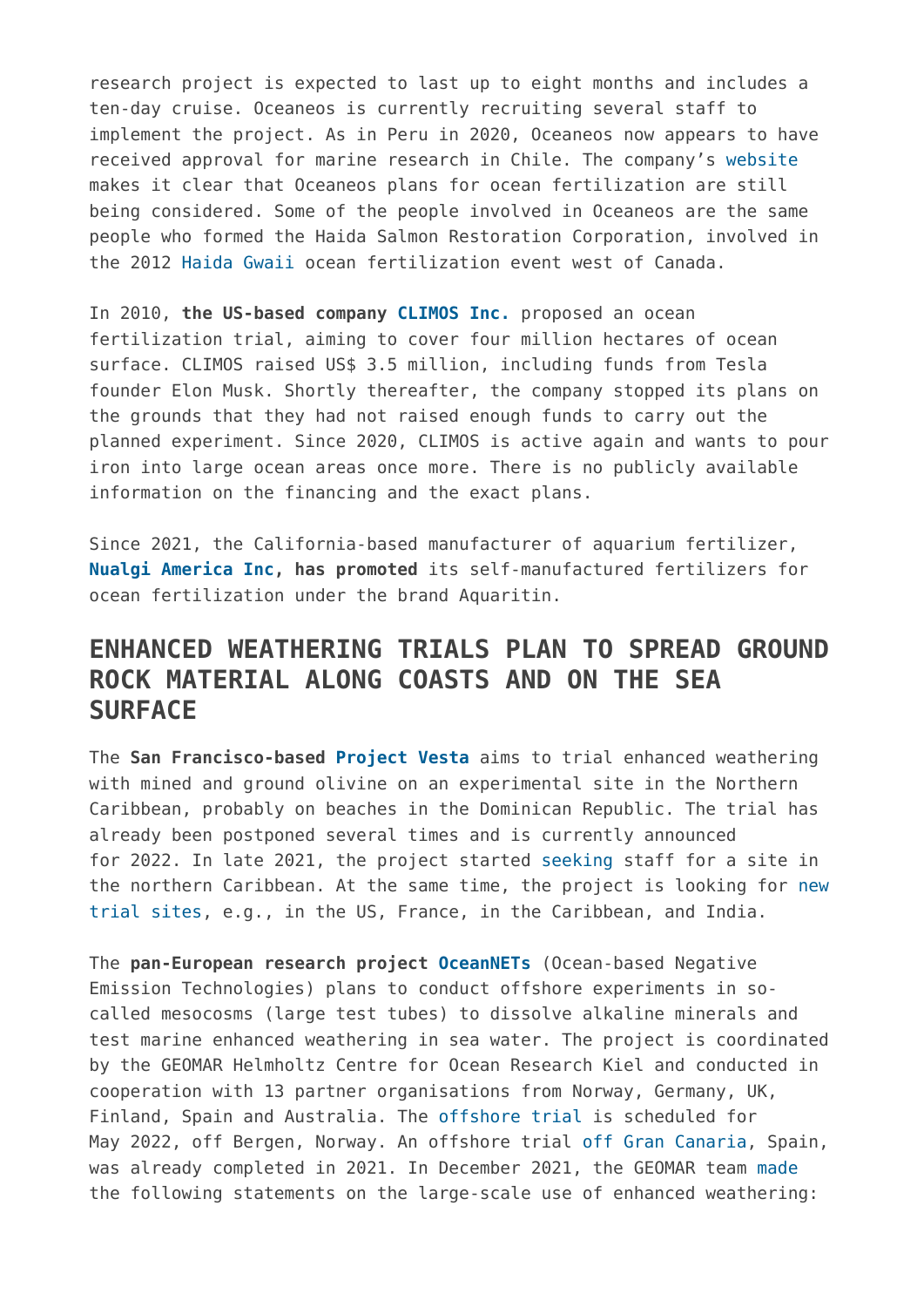research project is expected to last up to eight months and includes a ten-day cruise. Oceaneos is currently recruiting several staff to implement the project. As in Peru in 2020, Oceaneos now appears to have received approval for marine research in Chile. The company's website makes it clear that Oceaneos plans for ocean fertilization are still being considered. Some of the people involved in Oceaneos are the same people who formed the Haida Salmon Restoration Corporation, involved in the 2012 Haida Gwaii ocean fertilization event west of Canada.

In 2010, **the US-based company CLIMOS Inc.** proposed an ocean fertilization trial, aiming to cover four million hectares of ocean surface. CLIMOS raised US$ 3.5 million, including funds from Tesla founder Elon Musk. Shortly thereafter, the company stopped its plans on the grounds that they had not raised enough funds to carry out the planned experiment. Since 2020, CLIMOS is active again and wants to pour iron into large ocean areas once more. There is no publicly available information on the financing and the exact plans.

Since 2021, the California-based manufacturer of aquarium fertilizer, **Nualgi America Inc, has promoted** its self-manufactured fertilizers for ocean fertilization under the brand Aquaritin.

## ENHANCED WEATHERING TRIALS PLAN TO SPREAD GROUND ROCK MATERIAL ALONG COASTS AND ON THE SEA SURFACE

The **San Francisco-based Project Vesta** aims to trial enhanced weathering with mined and ground olivine on an experimental site in the Northern Caribbean, probably on beaches in the Dominican Republic. The trial has already been postponed several times and is currently announced for 2022. In late 2021, the project started seeking staff for a site in the northern Caribbean. At the same time, the project is looking for new trial sites, e.g., in the US, France, in the Caribbean, and India.

The **pan-European research project OceanNETs** (Ocean-based Negative Emission Technologies) plans to conduct offshore experiments in so-called mesocosms (large test tubes) to dissolve alkaline minerals and test marine enhanced weathering in sea water. The project is coordinated by the GEOMAR Helmholtz Centre for Ocean Research Kiel and conducted in cooperation with 13 partner organisations from Norway, Germany, UK, Finland, Spain and Australia. The offshore trial is scheduled for May 2022, off Bergen, Norway. An offshore trial off Gran Canaria, Spain, was already completed in 2021. In December 2021, the GEOMAR team made the following statements on the large-scale use of enhanced weathering: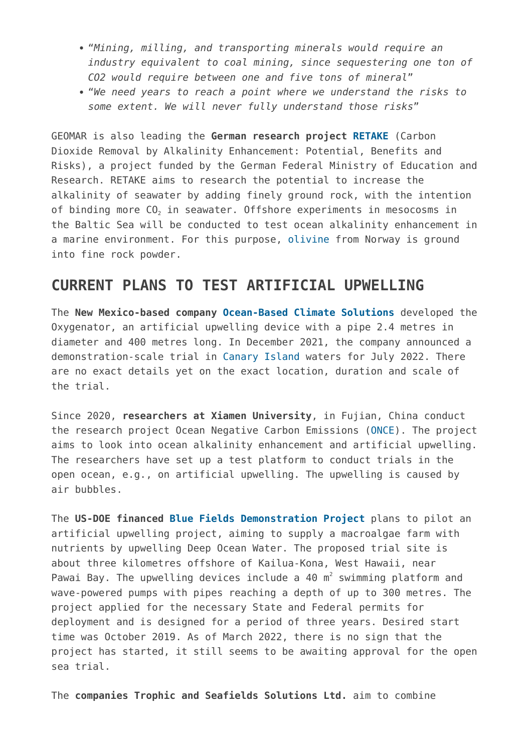- “*Mining, milling, and transporting minerals would require an industry equivalent to coal mining, since sequestering one ton of CO2 would require between one and five tons of mineral*”
- “*We need years to reach a point where we understand the risks to some extent. We will never fully understand those risks*”

GEOMAR is also leading the **German research project RETAKE** (Carbon Dioxide Removal by Alkalinity Enhancement: Potential, Benefits and Risks), a project funded by the German Federal Ministry of Education and Research. RETAKE aims to research the potential to increase the alkalinity of seawater by adding finely ground rock, with the intention of binding more $CO_2$ in seawater. Offshore experiments in mesocosms in the Baltic Sea will be conducted to test ocean alkalinity enhancement in a marine environment. For this purpose, olivine from Norway is ground into fine rock powder.

## CURRENT PLANS TO TEST ARTIFICIAL UPWELLING

The **New Mexico-based company Ocean-Based Climate Solutions** developed the Oxygenator, an artificial upwelling device with a pipe 2.4 metres in diameter and 400 metres long. In December 2021, the company announced a demonstration-scale trial in Canary Island waters for July 2022. There are no exact details yet on the exact location, duration and scale of the trial.

Since 2020, **researchers at Xiamen University**, in Fujian, China conduct the research project Ocean Negative Carbon Emissions (ONCE). The project aims to look into ocean alkalinity enhancement and artificial upwelling. The researchers have set up a test platform to conduct trials in the open ocean, e.g., on artificial upwelling. The upwelling is caused by air bubbles.

The **US-DOE financed Blue Fields Demonstration Project** plans to pilot an artificial upwelling project, aiming to supply a macroalgae farm with nutrients by upwelling Deep Ocean Water. The proposed trial site is about three kilometres offshore of Kailua-Kona, West Hawaii, near Pawai Bay. The upwelling devices include a 40 $m^2$ swimming platform and wave-powered pumps with pipes reaching a depth of up to 300 metres. The project applied for the necessary State and Federal permits for deployment and is designed for a period of three years. Desired start time was October 2019. As of March 2022, there is no sign that the project has started, it still seems to be awaiting approval for the open sea trial.

The **companies Trophic and Seafields Solutions Ltd.** aim to combine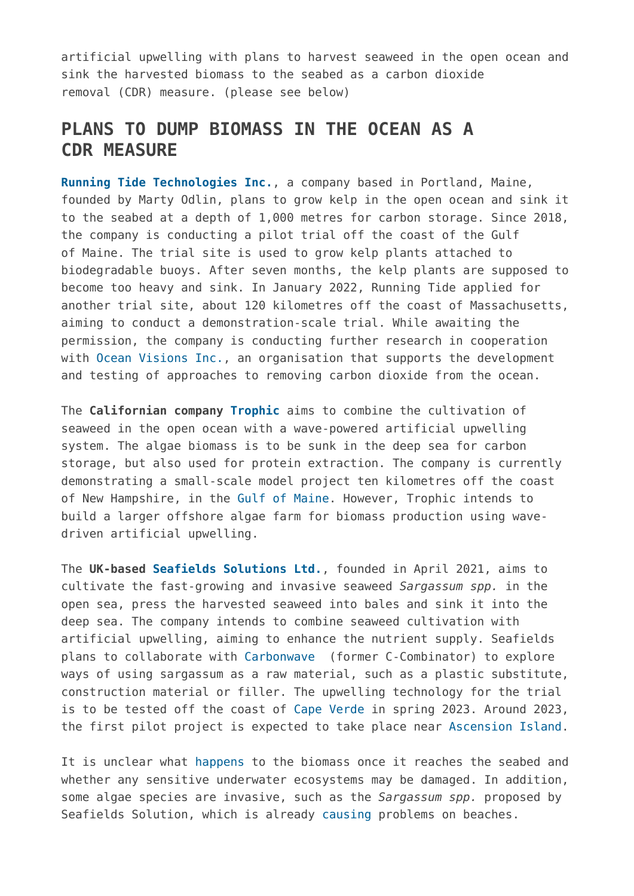artificial upwelling with plans to harvest seaweed in the open ocean and sink the harvested biomass to the seabed as a carbon dioxide removal (CDR) measure. (please see below)

## PLANS TO DUMP BIOMASS IN THE OCEAN AS A CDR MEASURE

**Running Tide Technologies Inc.**, a company based in Portland, Maine, founded by Marty Odlin, plans to grow kelp in the open ocean and sink it to the seabed at a depth of 1,000 metres for carbon storage. Since 2018, the company is conducting a pilot trial off the coast of the Gulf of Maine. The trial site is used to grow kelp plants attached to biodegradable buoys. After seven months, the kelp plants are supposed to become too heavy and sink. In January 2022, Running Tide applied for another trial site, about 120 kilometres off the coast of Massachusetts, aiming to conduct a demonstration-scale trial. While awaiting the permission, the company is conducting further research in cooperation with Ocean Visions Inc., an organisation that supports the development and testing of approaches to removing carbon dioxide from the ocean.

The **Californian company Trophic** aims to combine the cultivation of seaweed in the open ocean with a wave-powered artificial upwelling system. The algae biomass is to be sunk in the deep sea for carbon storage, but also used for protein extraction. The company is currently demonstrating a small-scale model project ten kilometres off the coast of New Hampshire, in the Gulf of Maine. However, Trophic intends to build a larger offshore algae farm for biomass production using wave-driven artificial upwelling.

The **UK-based Seafields Solutions Ltd.**, founded in April 2021, aims to cultivate the fast-growing and invasive seaweed *Sargassum spp.* in the open sea, press the harvested seaweed into bales and sink it into the deep sea. The company intends to combine seaweed cultivation with artificial upwelling, aiming to enhance the nutrient supply. Seafields plans to collaborate with Carbonwave (former C-Combinator) to explore ways of using sargassum as a raw material, such as a plastic substitute, construction material or filler. The upwelling technology for the trial is to be tested off the coast of Cape Verde in spring 2023. Around 2023, the first pilot project is expected to take place near Ascension Island.

It is unclear what happens to the biomass once it reaches the seabed and whether any sensitive underwater ecosystems may be damaged. In addition, some algae species are invasive, such as the *Sargassum spp.* proposed by Seafields Solution, which is already causing problems on beaches.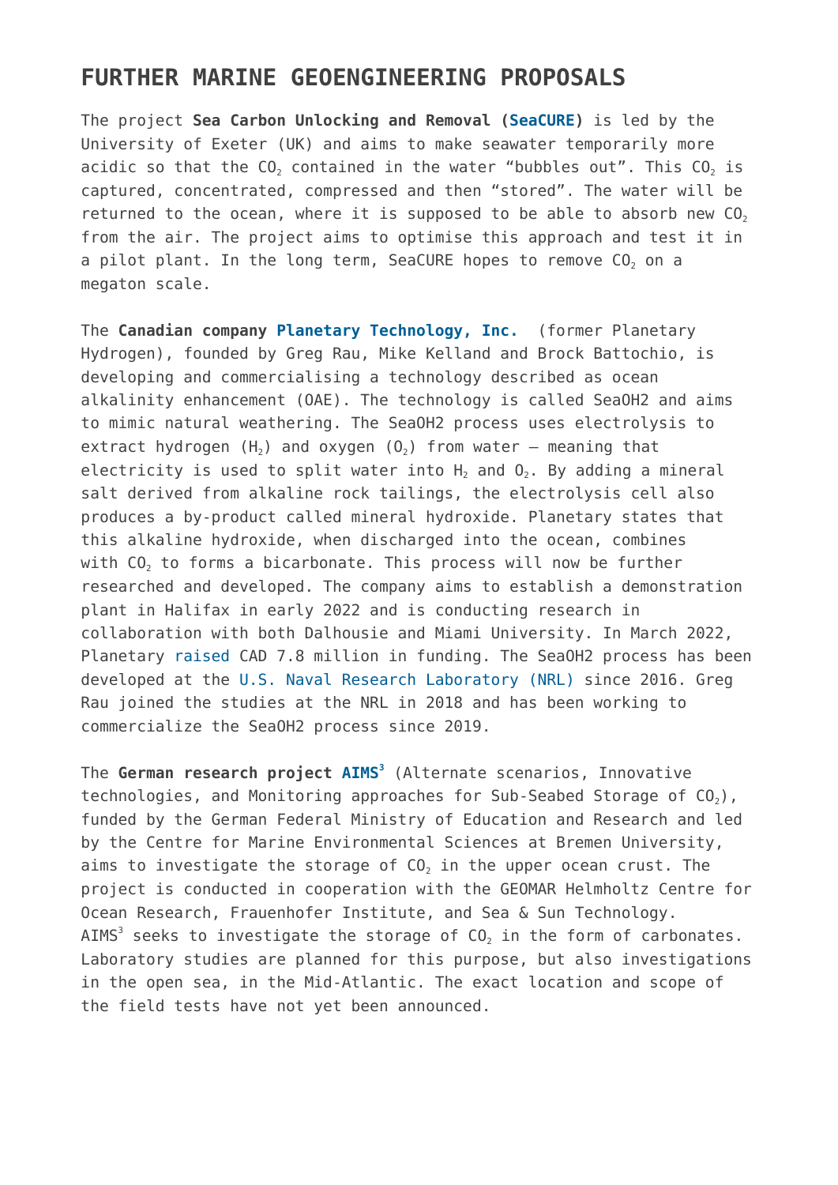## FURTHER MARINE GEOENGINEERING PROPOSALS

The project **Sea Carbon Unlocking and Removal (SeaCURE)** is led by the University of Exeter (UK) and aims to make seawater temporarily more acidic so that the $CO_2$ contained in the water “bubbles out”. This $CO_2$ is captured, concentrated, compressed and then “stored”. The water will be returned to the ocean, where it is supposed to be able to absorb new $CO_2$ from the air. The project aims to optimise this approach and test it in a pilot plant. In the long term, SeaCURE hopes to remove $CO_2$ on a megaton scale.

The **Canadian company Planetary Technology, Inc.** (former Planetary Hydrogen), founded by Greg Rau, Mike Kelland and Brock Battochio, is developing and commercialising a technology described as ocean alkalinity enhancement (OAE). The technology is called SeaOH2 and aims to mimic natural weathering. The SeaOH2 process uses electrolysis to extract hydrogen ($H_2$) and oxygen ($O_2$) from water – meaning that electricity is used to split water into $H_2$ and $O_2$. By adding a mineral salt derived from alkaline rock tailings, the electrolysis cell also produces a by-product called mineral hydroxide. Planetary states that this alkaline hydroxide, when discharged into the ocean, combines with $CO_2$ to forms a bicarbonate. This process will now be further researched and developed. The company aims to establish a demonstration plant in Halifax in early 2022 and is conducting research in collaboration with both Dalhousie and Miami University. In March 2022, Planetary raised CAD 7.8 million in funding. The SeaOH2 process has been developed at the U.S. Naval Research Laboratory (NRL) since 2016. Greg Rau joined the studies at the NRL in 2018 and has been working to commercialize the SeaOH2 process since 2019.

The **German research project AIMS³** (Alternate scenarios, Innovative technologies, and Monitoring approaches for Sub-Seabed Storage of $CO_2$), funded by the German Federal Ministry of Education and Research and led by the Centre for Marine Environmental Sciences at Bremen University, aims to investigate the storage of $CO_2$ in the upper ocean crust. The project is conducted in cooperation with the GEOMAR Helmholtz Centre for Ocean Research, Frauenhofer Institute, and Sea & Sun Technology. AIMS³ seeks to investigate the storage of $CO_2$ in the form of carbonates. Laboratory studies are planned for this purpose, but also investigations in the open sea, in the Mid-Atlantic. The exact location and scope of the field tests have not yet been announced.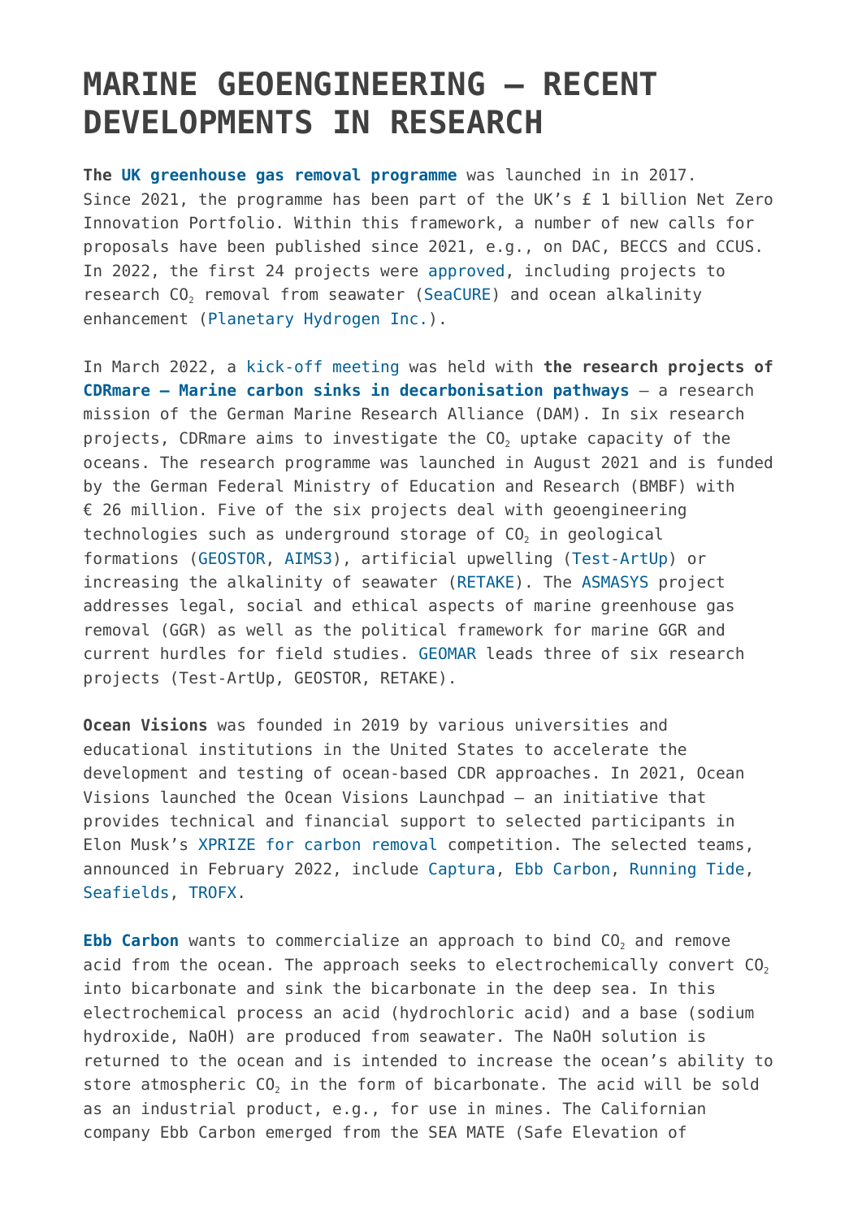# MARINE GEOENGINEERING – RECENT DEVELOPMENTS IN RESEARCH

**The UK greenhouse gas removal programme** was launched in in 2017. Since 2021, the programme has been part of the UK's £ 1 billion Net Zero Innovation Portfolio. Within this framework, a number of new calls for proposals have been published since 2021, e.g., on DAC, BECCS and CCUS. In 2022, the first 24 projects were approved, including projects to research $CO_2$ removal from seawater (SeaCURE) and ocean alkalinity enhancement (Planetary Hydrogen Inc.).

In March 2022, a kick-off meeting was held with **the research projects of CDRmare – Marine carbon sinks in decarbonisation pathways** – a research mission of the German Marine Research Alliance (DAM). In six research projects, CDRmare aims to investigate the $CO_2$ uptake capacity of the oceans. The research programme was launched in August 2021 and is funded by the German Federal Ministry of Education and Research (BMBF) with € 26 million. Five of the six projects deal with geoengineering technologies such as underground storage of $CO_2$ in geological formations (GEOSTOR, AIMS3), artificial upwelling (Test-ArtUp) or increasing the alkalinity of seawater (RETAKE). The ASMASYS project addresses legal, social and ethical aspects of marine greenhouse gas removal (GGR) as well as the political framework for marine GGR and current hurdles for field studies. GEOMAR leads three of six research projects (Test-ArtUp, GEOSTOR, RETAKE).

**Ocean Visions** was founded in 2019 by various universities and educational institutions in the United States to accelerate the development and testing of ocean-based CDR approaches. In 2021, Ocean Visions launched the Ocean Visions Launchpad – an initiative that provides technical and financial support to selected participants in Elon Musk's XPRIZE for carbon removal competition. The selected teams, announced in February 2022, include Captura, Ebb Carbon, Running Tide, Seafields, TROFX.

**Ebb Carbon** wants to commercialize an approach to bind $CO_2$ and remove acid from the ocean. The approach seeks to electrochemically convert $CO_2$ into bicarbonate and sink the bicarbonate in the deep sea. In this electrochemical process an acid (hydrochloric acid) and a base (sodium hydroxide, NaOH) are produced from seawater. The NaOH solution is returned to the ocean and is intended to increase the ocean's ability to store atmospheric $CO_2$ in the form of bicarbonate. The acid will be sold as an industrial product, e.g., for use in mines. The Californian company Ebb Carbon emerged from the SEA MATE (Safe Elevation of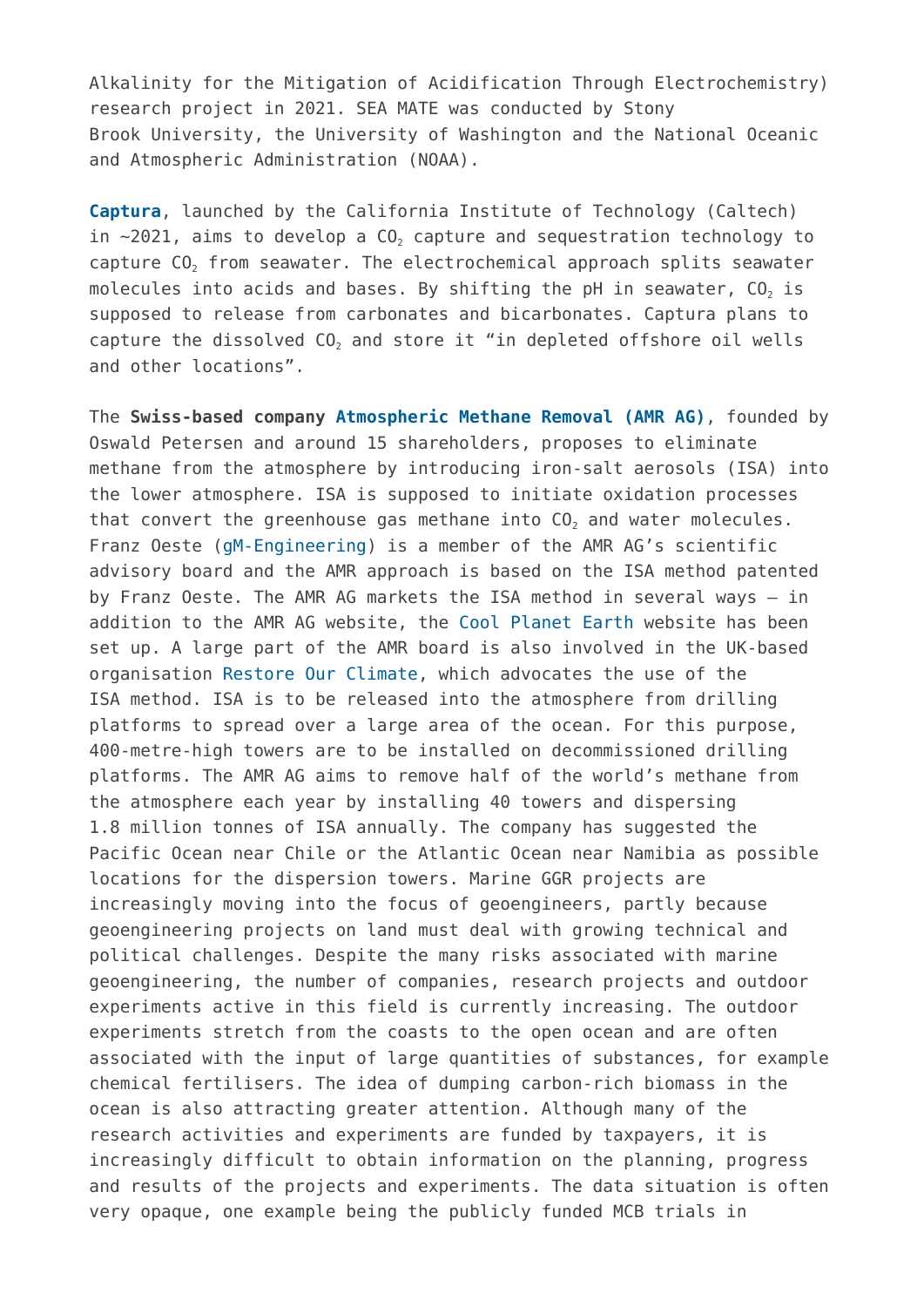Alkalinity for the Mitigation of Acidification Through Electrochemistry) research project in 2021. SEA MATE was conducted by Stony Brook University, the University of Washington and the National Oceanic and Atmospheric Administration (NOAA).

**Captura**, launched by the California Institute of Technology (Caltech) in ~2021, aims to develop a $CO_2$ capture and sequestration technology to capture $CO_2$ from seawater. The electrochemical approach splits seawater molecules into acids and bases. By shifting the pH in seawater, $CO_2$ is supposed to release from carbonates and bicarbonates. Captura plans to capture the dissolved $CO_2$ and store it "in depleted offshore oil wells and other locations".

The **Swiss-based company Atmospheric Methane Removal (AMR AG)**, founded by Oswald Petersen and around 15 shareholders, proposes to eliminate methane from the atmosphere by introducing iron-salt aerosols (ISA) into the lower atmosphere. ISA is supposed to initiate oxidation processes that convert the greenhouse gas methane into $CO_2$ and water molecules. Franz Oeste (gM-Engineering) is a member of the AMR AG's scientific advisory board and the AMR approach is based on the ISA method patented by Franz Oeste. The AMR AG markets the ISA method in several ways – in addition to the AMR AG website, the Cool Planet Earth website has been set up. A large part of the AMR board is also involved in the UK-based organisation Restore Our Climate, which advocates the use of the ISA method. ISA is to be released into the atmosphere from drilling platforms to spread over a large area of the ocean. For this purpose, 400-metre-high towers are to be installed on decommissioned drilling platforms. The AMR AG aims to remove half of the world's methane from the atmosphere each year by installing 40 towers and dispersing 1.8 million tonnes of ISA annually. The company has suggested the Pacific Ocean near Chile or the Atlantic Ocean near Namibia as possible locations for the dispersion towers. Marine GGR projects are increasingly moving into the focus of geoengineers, partly because geoengineering projects on land must deal with growing technical and political challenges. Despite the many risks associated with marine geoengineering, the number of companies, research projects and outdoor experiments active in this field is currently increasing. The outdoor experiments stretch from the coasts to the open ocean and are often associated with the input of large quantities of substances, for example chemical fertilisers. The idea of dumping carbon-rich biomass in the ocean is also attracting greater attention. Although many of the research activities and experiments are funded by taxpayers, it is increasingly difficult to obtain information on the planning, progress and results of the projects and experiments. The data situation is often very opaque, one example being the publicly funded MCB trials in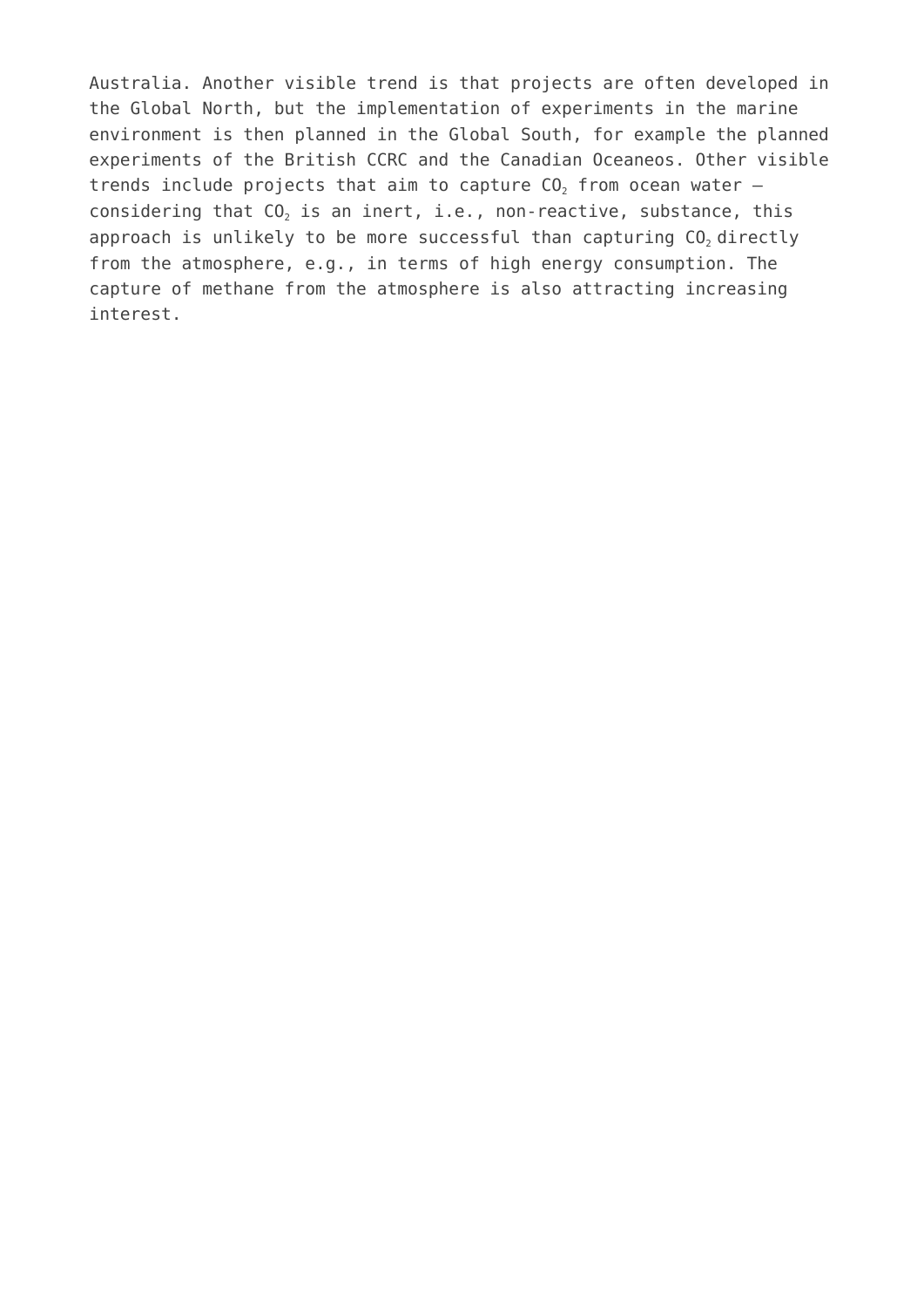Australia. Another visible trend is that projects are often developed in the Global North, but the implementation of experiments in the marine environment is then planned in the Global South, for example the planned experiments of the British CCRC and the Canadian Oceaneos. Other visible trends include projects that aim to capture $CO_2$ from ocean water – considering that $CO_2$ is an inert, i.e., non-reactive, substance, this approach is unlikely to be more successful than capturing $CO_2$ directly from the atmosphere, e.g., in terms of high energy consumption. The capture of methane from the atmosphere is also attracting increasing interest.